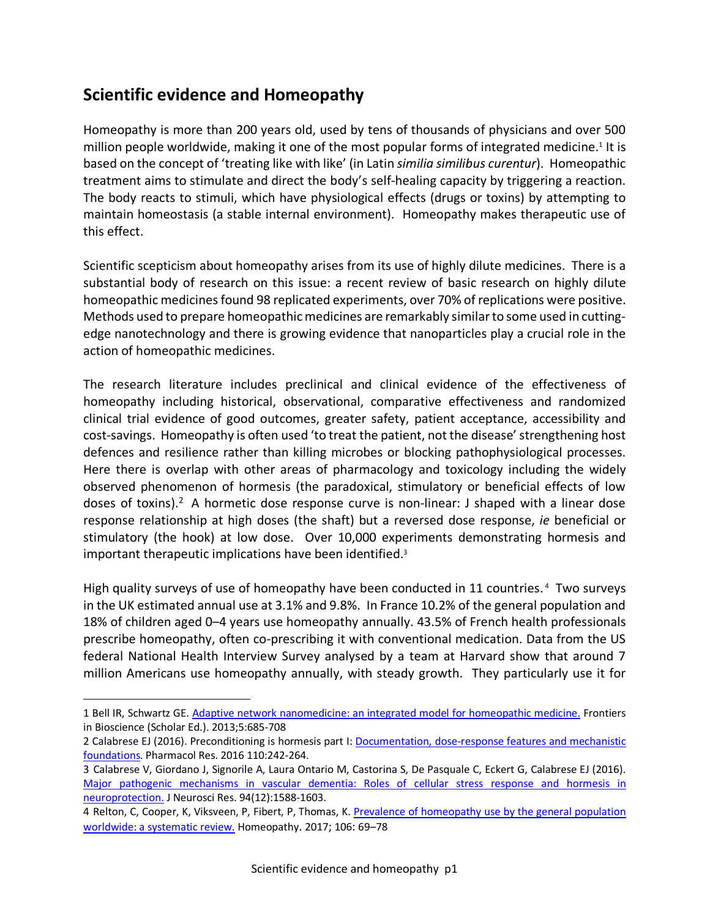## Scientific evidence and Homeopathy

Homeopathy is more than 200 years old, used by tens of thousands of physicians and over 500 million people worldwide, making it one of the most popular forms of integrated medicine.[1] It is based on the concept of 'treating like with like' (in Latin *similia similibus curentur*). Homeopathic treatment aims to stimulate and direct the body's self-healing capacity by triggering a reaction. The body reacts to stimuli, which have physiological effects (drugs or toxins) by attempting to maintain homeostasis (a stable internal environment). Homeopathy makes therapeutic use of this effect.

Scientific scepticism about homeopathy arises from its use of highly dilute medicines. There is a substantial body of research on this issue: a recent review of basic research on highly dilute homeopathic medicines found 98 replicated experiments, over 70% of replications were positive. Methods used to prepare homeopathic medicines are remarkably similar to some used in cutting-edge nanotechnology and there is growing evidence that nanoparticles play a crucial role in the action of homeopathic medicines.

The research literature includes preclinical and clinical evidence of the effectiveness of homeopathy including historical, observational, comparative effectiveness and randomized clinical trial evidence of good outcomes, greater safety, patient acceptance, accessibility and cost-savings. Homeopathy is often used 'to treat the patient, not the disease' strengthening host defences and resilience rather than killing microbes or blocking pathophysiological processes. Here there is overlap with other areas of pharmacology and toxicology including the widely observed phenomenon of hormesis (the paradoxical, stimulatory or beneficial effects of low doses of toxins).[2] A hormetic dose response curve is non-linear: J shaped with a linear dose response relationship at high doses (the shaft) but a reversed dose response, *ie* beneficial or stimulatory (the hook) at low dose. Over 10,000 experiments demonstrating hormesis and important therapeutic implications have been identified.[3]

High quality surveys of use of homeopathy have been conducted in 11 countries.[4] Two surveys in the UK estimated annual use at 3.1% and 9.8%. In France 10.2% of the general population and 18% of children aged 0–4 years use homeopathy annually. 43.5% of French health professionals prescribe homeopathy, often co-prescribing it with conventional medication. Data from the US federal National Health Interview Survey analysed by a team at Harvard show that around 7 million Americans use homeopathy annually, with steady growth. They particularly use it for

---

1 Bell IR, Schwartz GE. Adaptive network nanomedicine: an integrated model for homeopathic medicine. Frontiers in Bioscience (Scholar Ed.). 2013;5:685-708

2 Calabrese EJ (2016). Preconditioning is hormesis part I: Documentation, dose-response features and mechanistic foundations. Pharmacol Res. 2016 110:242-264.

3 Calabrese V, Giordano J, Signorile A, Laura Ontario M, Castorina S, De Pasquale C, Eckert G, Calabrese EJ (2016). Major pathogenic mechanisms in vascular dementia: Roles of cellular stress response and hormesis in neuroprotection. J Neurosci Res. 94(12):1588-1603.

4 Relton, C, Cooper, K, Viksveen, P, Fibert, P, Thomas, K. Prevalence of homeopathy use by the general population worldwide: a systematic review. Homeopathy. 2017; 106: 69–78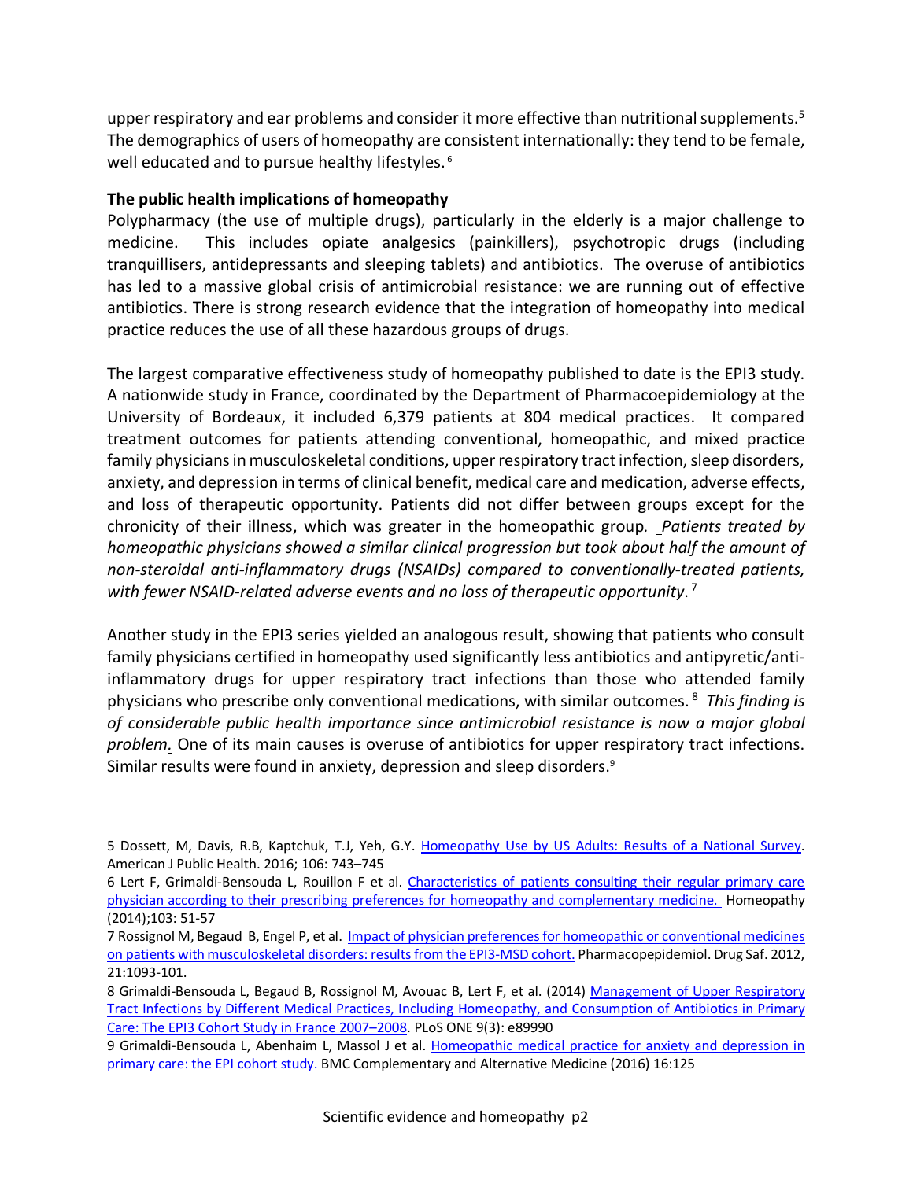upper respiratory and ear problems and consider it more effective than nutritional supplements.[5] The demographics of users of homeopathy are consistent internationally: they tend to be female, well educated and to pursue healthy lifestyles.[6]

**The public health implications of homeopathy**

Polypharmacy (the use of multiple drugs), particularly in the elderly is a major challenge to medicine. This includes opiate analgesics (painkillers), psychotropic drugs (including tranquillisers, antidepressants and sleeping tablets) and antibiotics. The overuse of antibiotics has led to a massive global crisis of antimicrobial resistance: we are running out of effective antibiotics. There is strong research evidence that the integration of homeopathy into medical practice reduces the use of all these hazardous groups of drugs.

The largest comparative effectiveness study of homeopathy published to date is the EPI3 study. A nationwide study in France, coordinated by the Department of Pharmacoepidemiology at the University of Bordeaux, it included 6,379 patients at 804 medical practices. It compared treatment outcomes for patients attending conventional, homeopathic, and mixed practice family physicians in musculoskeletal conditions, upper respiratory tract infection, sleep disorders, anxiety, and depression in terms of clinical benefit, medical care and medication, adverse effects, and loss of therapeutic opportunity. Patients did not differ between groups except for the chronicity of their illness, which was greater in the homeopathic group. *Patients treated by homeopathic physicians showed a similar clinical progression but took about half the amount of non-steroidal anti-inflammatory drugs (NSAIDs) compared to conventionally-treated patients, with fewer NSAID-related adverse events and no loss of therapeutic opportunity*.[7]

Another study in the EPI3 series yielded an analogous result, showing that patients who consult family physicians certified in homeopathy used significantly less antibiotics and antipyretic/anti-inflammatory drugs for upper respiratory tract infections than those who attended family physicians who prescribe only conventional medications, with similar outcomes.[8] *This finding is of considerable public health importance since antimicrobial resistance is now a major global problem.* One of its main causes is overuse of antibiotics for upper respiratory tract infections. Similar results were found in anxiety, depression and sleep disorders.[9]

---

5 Dossett, M, Davis, R.B, Kaptchuk, T.J, Yeh, G.Y. Homeopathy Use by US Adults: Results of a National Survey. American J Public Health. 2016; 106: 743–745

6 Lert F, Grimaldi-Bensouda L, Rouillon F et al. Characteristics of patients consulting their regular primary care physician according to their prescribing preferences for homeopathy and complementary medicine. Homeopathy (2014);103: 51-57

7 Rossignol M, Begaud B, Engel P, et al. Impact of physician preferences for homeopathic or conventional medicines on patients with musculoskeletal disorders: results from the EPI3-MSD cohort. Pharmacopepidemiol. Drug Saf. 2012, 21:1093-101.

8 Grimaldi-Bensouda L, Begaud B, Rossignol M, Avouac B, Lert F, et al. (2014) Management of Upper Respiratory Tract Infections by Different Medical Practices, Including Homeopathy, and Consumption of Antibiotics in Primary Care: The EPI3 Cohort Study in France 2007–2008. PLoS ONE 9(3): e89990

9 Grimaldi-Bensouda L, Abenhaim L, Massol J et al. Homeopathic medical practice for anxiety and depression in primary care: the EPI cohort study. BMC Complementary and Alternative Medicine (2016) 16:125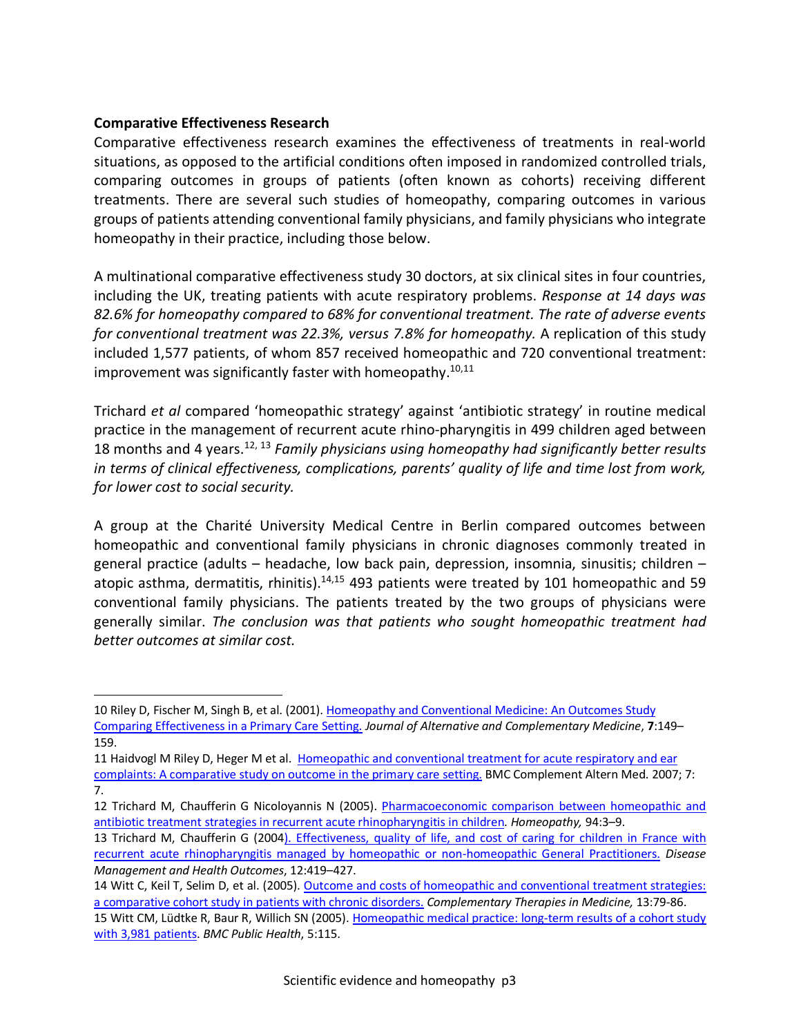**Comparative Effectiveness Research**

Comparative effectiveness research examines the effectiveness of treatments in real-world situations, as opposed to the artificial conditions often imposed in randomized controlled trials, comparing outcomes in groups of patients (often known as cohorts) receiving different treatments. There are several such studies of homeopathy, comparing outcomes in various groups of patients attending conventional family physicians, and family physicians who integrate homeopathy in their practice, including those below.

A multinational comparative effectiveness study 30 doctors, at six clinical sites in four countries, including the UK, treating patients with acute respiratory problems. *Response at 14 days was 82.6% for homeopathy compared to 68% for conventional treatment. The rate of adverse events for conventional treatment was 22.3%, versus 7.8% for homeopathy.* A replication of this study included 1,577 patients, of whom 857 received homeopathic and 720 conventional treatment: improvement was significantly faster with homeopathy.[10,11]

Trichard *et al* compared 'homeopathic strategy' against 'antibiotic strategy' in routine medical practice in the management of recurrent acute rhino-pharyngitis in 499 children aged between 18 months and 4 years.[12, 13] *Family physicians using homeopathy had significantly better results in terms of clinical effectiveness, complications, parents' quality of life and time lost from work, for lower cost to social security.*

A group at the Charité University Medical Centre in Berlin compared outcomes between homeopathic and conventional family physicians in chronic diagnoses commonly treated in general practice (adults – headache, low back pain, depression, insomnia, sinusitis; children – atopic asthma, dermatitis, rhinitis).[14,15] 493 patients were treated by 101 homeopathic and 59 conventional family physicians. The patients treated by the two groups of physicians were generally similar. *The conclusion was that patients who sought homeopathic treatment had better outcomes at similar cost.*

---

10 Riley D, Fischer M, Singh B, et al. (2001). Homeopathy and Conventional Medicine: An Outcomes Study Comparing Effectiveness in a Primary Care Setting. *Journal of Alternative and Complementary Medicine*, **7**:149–159.

11 Haidvogl M Riley D, Heger M et al. Homeopathic and conventional treatment for acute respiratory and ear complaints: A comparative study on outcome in the primary care setting. BMC Complement Altern Med. 2007; 7: 7.

12 Trichard M, Chaufferin G Nicoloyannis N (2005). Pharmacoeconomic comparison between homeopathic and antibiotic treatment strategies in recurrent acute rhinopharyngitis in children. *Homeopathy,* 94:3–9.

13 Trichard M, Chaufferin G (2004). Effectiveness, quality of life, and cost of caring for children in France with recurrent acute rhinopharyngitis managed by homeopathic or non-homeopathic General Practitioners. *Disease Management and Health Outcomes*, 12:419–427.

14 Witt C, Keil T, Selim D, et al. (2005). Outcome and costs of homeopathic and conventional treatment strategies: a comparative cohort study in patients with chronic disorders. *Complementary Therapies in Medicine,* 13:79-86.

15 Witt CM, Lüdtke R, Baur R, Willich SN (2005). Homeopathic medical practice: long-term results of a cohort study with 3,981 patients. *BMC Public Health*, 5:115.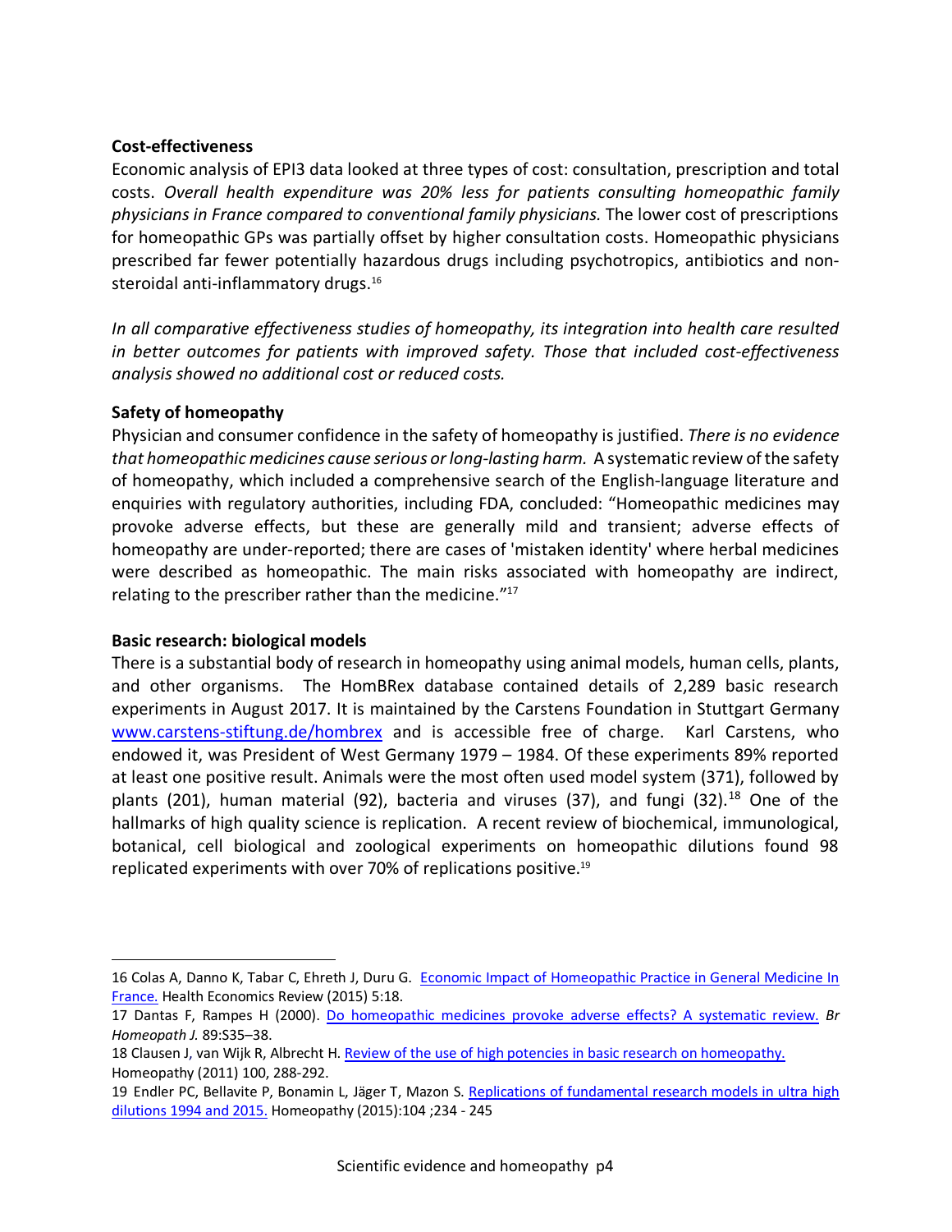**Cost-effectiveness**

Economic analysis of EPI3 data looked at three types of cost: consultation, prescription and total costs. *Overall health expenditure was 20% less for patients consulting homeopathic family physicians in France compared to conventional family physicians.* The lower cost of prescriptions for homeopathic GPs was partially offset by higher consultation costs. Homeopathic physicians prescribed far fewer potentially hazardous drugs including psychotropics, antibiotics and non-steroidal anti-inflammatory drugs.[16]

*In all comparative effectiveness studies of homeopathy, its integration into health care resulted in better outcomes for patients with improved safety. Those that included cost-effectiveness analysis showed no additional cost or reduced costs.*

**Safety of homeopathy**

Physician and consumer confidence in the safety of homeopathy is justified. *There is no evidence that homeopathic medicines cause serious or long-lasting harm.* A systematic review of the safety of homeopathy, which included a comprehensive search of the English-language literature and enquiries with regulatory authorities, including FDA, concluded: "Homeopathic medicines may provoke adverse effects, but these are generally mild and transient; adverse effects of homeopathy are under-reported; there are cases of 'mistaken identity' where herbal medicines were described as homeopathic. The main risks associated with homeopathy are indirect, relating to the prescriber rather than the medicine."[17]

**Basic research: biological models**

There is a substantial body of research in homeopathy using animal models, human cells, plants, and other organisms. The HomBRex database contained details of 2,289 basic research experiments in August 2017. It is maintained by the Carstens Foundation in Stuttgart Germany www.carstens-stiftung.de/hombrex and is accessible free of charge. Karl Carstens, who endowed it, was President of West Germany 1979 – 1984. Of these experiments 89% reported at least one positive result. Animals were the most often used model system (371), followed by plants (201), human material (92), bacteria and viruses (37), and fungi (32).[18] One of the hallmarks of high quality science is replication. A recent review of biochemical, immunological, botanical, cell biological and zoological experiments on homeopathic dilutions found 98 replicated experiments with over 70% of replications positive.[19]

---

16 Colas A, Danno K, Tabar C, Ehreth J, Duru G. Economic Impact of Homeopathic Practice in General Medicine In France. Health Economics Review (2015) 5:18.

17 Dantas F, Rampes H (2000). Do homeopathic medicines provoke adverse effects? A systematic review. *Br Homeopath J.* 89:S35–38.

18 Clausen J, van Wijk R, Albrecht H. Review of the use of high potencies in basic research on homeopathy. Homeopathy (2011) 100, 288-292.

19 Endler PC, Bellavite P, Bonamin L, Jäger T, Mazon S. Replications of fundamental research models in ultra high dilutions 1994 and 2015. Homeopathy (2015):104 ;234 - 245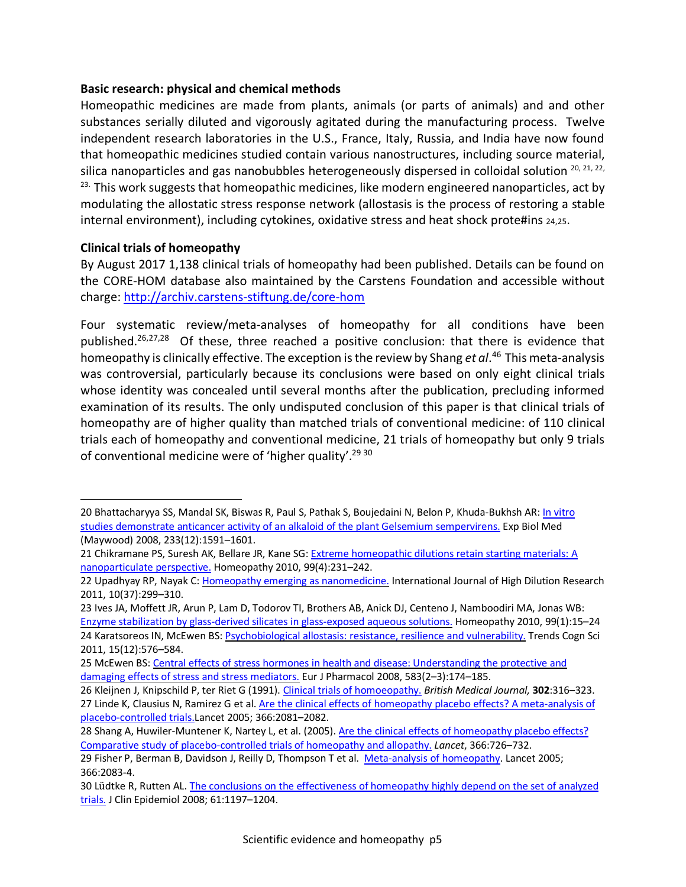## Basic research: physical and chemical methods

Homeopathic medicines are made from plants, animals (or parts of animals) and and other substances serially diluted and vigorously agitated during the manufacturing process. Twelve independent research laboratories in the U.S., France, Italy, Russia, and India have now found that homeopathic medicines studied contain various nanostructures, including source material, silica nanoparticles and gas nanobubbles heterogeneously dispersed in colloidal solution [20, 21, 22, 23.] This work suggests that homeopathic medicines, like modern engineered nanoparticles, act by modulating the allostatic stress response network (allostasis is the process of restoring a stable internal environment), including cytokines, oxidative stress and heat shock prote#ins [24,25].

## Clinical trials of homeopathy

By August 2017 1,138 clinical trials of homeopathy had been published. Details can be found on the CORE-HOM database also maintained by the Carstens Foundation and accessible without charge: http://archiv.carstens-stiftung.de/core-hom

Four systematic review/meta-analyses of homeopathy for all conditions have been published.[26,27,28] Of these, three reached a positive conclusion: that there is evidence that homeopathy is clinically effective. The exception is the review by Shang *et al*.[46] This meta-analysis was controversial, particularly because its conclusions were based on only eight clinical trials whose identity was concealed until several months after the publication, precluding informed examination of its results. The only undisputed conclusion of this paper is that clinical trials of homeopathy are of higher quality than matched trials of conventional medicine: of 110 clinical trials each of homeopathy and conventional medicine, 21 trials of homeopathy but only 9 trials of conventional medicine were of 'higher quality'.[29 30]

---

20 Bhattacharyya SS, Mandal SK, Biswas R, Paul S, Pathak S, Boujedaini N, Belon P, Khuda-Bukhsh AR: In vitro studies demonstrate anticancer activity of an alkaloid of the plant Gelsemium sempervirens. Exp Biol Med (Maywood) 2008, 233(12):1591–1601.

21 Chikramane PS, Suresh AK, Bellare JR, Kane SG: Extreme homeopathic dilutions retain starting materials: A nanoparticulate perspective. Homeopathy 2010, 99(4):231–242.

22 Upadhyay RP, Nayak C: Homeopathy emerging as nanomedicine. International Journal of High Dilution Research 2011, 10(37):299–310.

23 Ives JA, Moffett JR, Arun P, Lam D, Todorov TI, Brothers AB, Anick DJ, Centeno J, Namboodiri MA, Jonas WB: Enzyme stabilization by glass-derived silicates in glass-exposed aqueous solutions. Homeopathy 2010, 99(1):15–24

24 Karatsoreos IN, McEwen BS: Psychobiological allostasis: resistance, resilience and vulnerability. Trends Cogn Sci 2011, 15(12):576–584.

25 McEwen BS: Central effects of stress hormones in health and disease: Understanding the protective and damaging effects of stress and stress mediators. Eur J Pharmacol 2008, 583(2–3):174–185.

26 Kleijnen J, Knipschild P, ter Riet G (1991). Clinical trials of homoeopathy. *British Medical Journal,* **302**:316–323.

27 Linde K, Clausius N, Ramirez G et al. Are the clinical effects of homeopathy placebo effects? A meta-analysis of placebo-controlled trials.Lancet 2005; 366:2081–2082.

28 Shang A, Huwiler-Muntener K, Nartey L, et al. (2005). Are the clinical effects of homeopathy placebo effects? Comparative study of placebo-controlled trials of homeopathy and allopathy. *Lancet*, 366:726–732.

29 Fisher P, Berman B, Davidson J, Reilly D, Thompson T et al. Meta-analysis of homeopathy. Lancet 2005; 366:2083-4.

30 Lüdtke R, Rutten AL. The conclusions on the effectiveness of homeopathy highly depend on the set of analyzed trials. J Clin Epidemiol 2008; 61:1197–1204.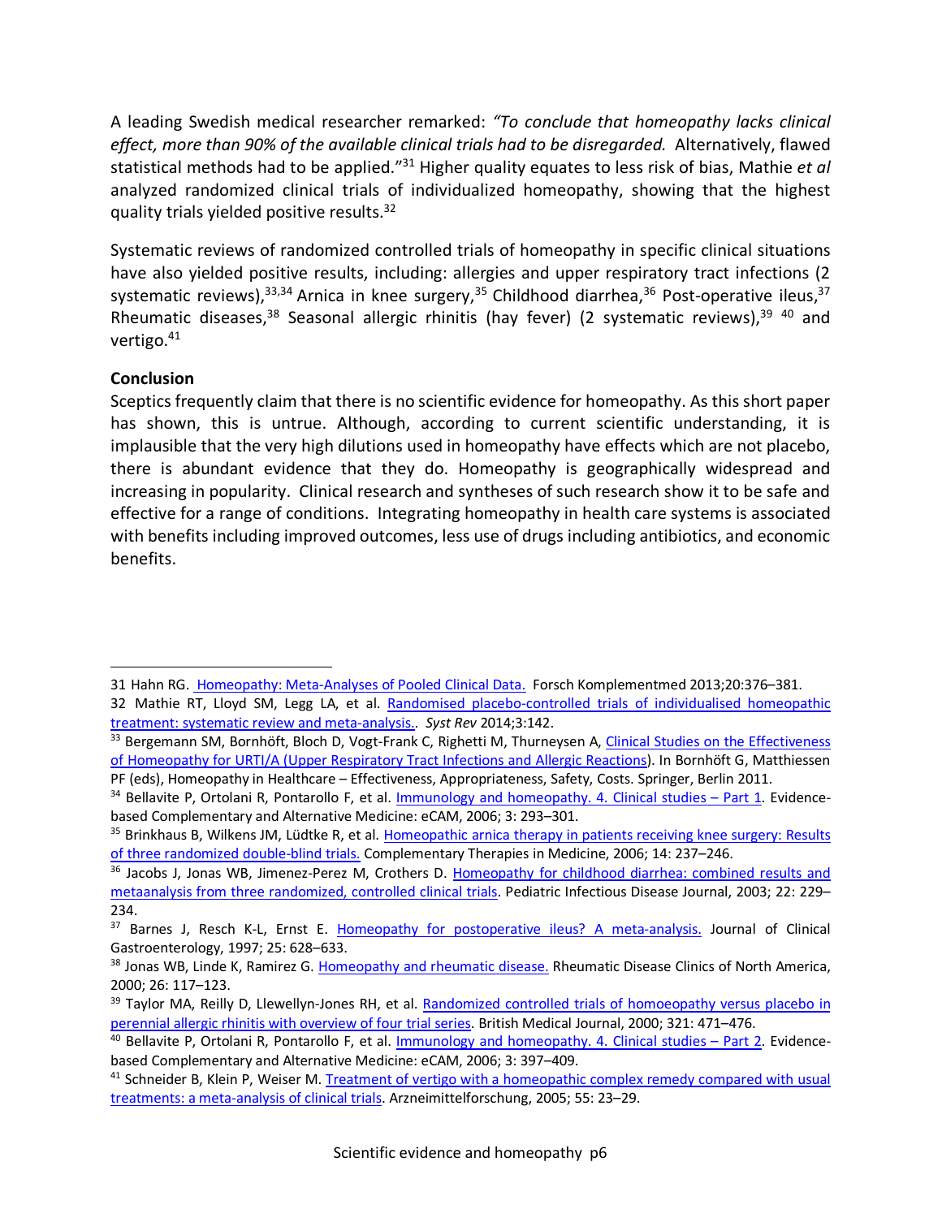A leading Swedish medical researcher remarked: *"To conclude that homeopathy lacks clinical effect, more than 90% of the available clinical trials had to be disregarded.* Alternatively, flawed statistical methods had to be applied."[31] Higher quality equates to less risk of bias, Mathie *et al* analyzed randomized clinical trials of individualized homeopathy, showing that the highest quality trials yielded positive results.[32]

Systematic reviews of randomized controlled trials of homeopathy in specific clinical situations have also yielded positive results, including: allergies and upper respiratory tract infections (2 systematic reviews),[33,34] Arnica in knee surgery,[35] Childhood diarrhea,[36] Post-operative ileus,[37] Rheumatic diseases,[38] Seasonal allergic rhinitis (hay fever) (2 systematic reviews),[39] [40] and vertigo.[41]

**Conclusion**

Sceptics frequently claim that there is no scientific evidence for homeopathy. As this short paper has shown, this is untrue. Although, according to current scientific understanding, it is implausible that the very high dilutions used in homeopathy have effects which are not placebo, there is abundant evidence that they do. Homeopathy is geographically widespread and increasing in popularity. Clinical research and syntheses of such research show it to be safe and effective for a range of conditions. Integrating homeopathy in health care systems is associated with benefits including improved outcomes, less use of drugs including antibiotics, and economic benefits.

---

31 Hahn RG. Homeopathy: Meta-Analyses of Pooled Clinical Data. Forsch Komplementmed 2013;20:376–381.

32 Mathie RT, Lloyd SM, Legg LA, et al. Randomised placebo-controlled trials of individualised homeopathic treatment: systematic review and meta-analysis.. *Syst Rev* 2014;3:142.

33 Bergemann SM, Bornhöft, Bloch D, Vogt-Frank C, Righetti M, Thurneysen A, Clinical Studies on the Effectiveness of Homeopathy for URTI/A (Upper Respiratory Tract Infections and Allergic Reactions). In Bornhöft G, Matthiessen PF (eds), Homeopathy in Healthcare – Effectiveness, Appropriateness, Safety, Costs. Springer, Berlin 2011.

34 Bellavite P, Ortolani R, Pontarollo F, et al. Immunology and homeopathy. 4. Clinical studies – Part 1. Evidence-based Complementary and Alternative Medicine: eCAM, 2006; 3: 293–301.

35 Brinkhaus B, Wilkens JM, Lüdtke R, et al. Homeopathic arnica therapy in patients receiving knee surgery: Results of three randomized double-blind trials. Complementary Therapies in Medicine, 2006; 14: 237–246.

36 Jacobs J, Jonas WB, Jimenez-Perez M, Crothers D. Homeopathy for childhood diarrhea: combined results and metaanalysis from three randomized, controlled clinical trials. Pediatric Infectious Disease Journal, 2003; 22: 229–234.

37 Barnes J, Resch K-L, Ernst E. Homeopathy for postoperative ileus? A meta-analysis. Journal of Clinical Gastroenterology, 1997; 25: 628–633.

38 Jonas WB, Linde K, Ramirez G. Homeopathy and rheumatic disease. Rheumatic Disease Clinics of North America, 2000; 26: 117–123.

39 Taylor MA, Reilly D, Llewellyn-Jones RH, et al. Randomized controlled trials of homoeopathy versus placebo in perennial allergic rhinitis with overview of four trial series. British Medical Journal, 2000; 321: 471–476.

40 Bellavite P, Ortolani R, Pontarollo F, et al. Immunology and homeopathy. 4. Clinical studies – Part 2. Evidence-based Complementary and Alternative Medicine: eCAM, 2006; 3: 397–409.

41 Schneider B, Klein P, Weiser M. Treatment of vertigo with a homeopathic complex remedy compared with usual treatments: a meta-analysis of clinical trials. Arzneimittelforschung, 2005; 55: 23–29.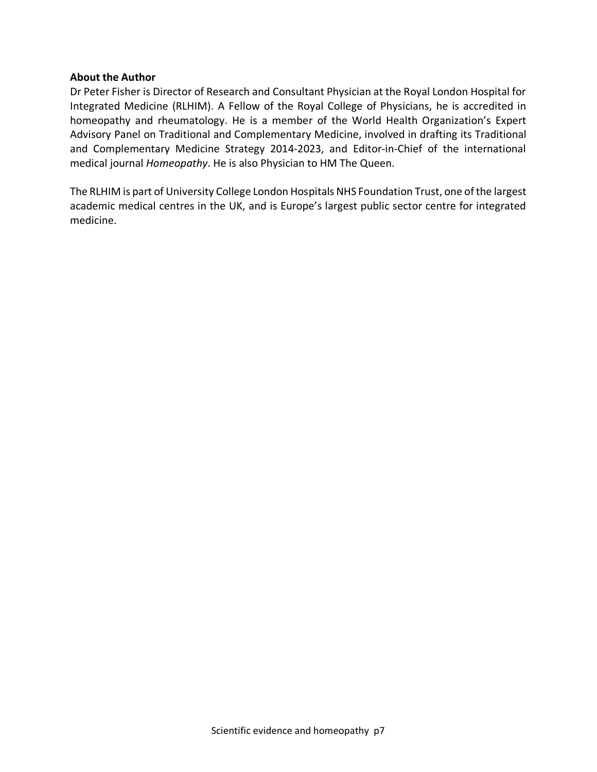**About the Author**

Dr Peter Fisher is Director of Research and Consultant Physician at the Royal London Hospital for Integrated Medicine (RLHIM). A Fellow of the Royal College of Physicians, he is accredited in homeopathy and rheumatology. He is a member of the World Health Organization's Expert Advisory Panel on Traditional and Complementary Medicine, involved in drafting its Traditional and Complementary Medicine Strategy 2014-2023, and Editor-in-Chief of the international medical journal *Homeopathy*. He is also Physician to HM The Queen.

The RLHIM is part of University College London Hospitals NHS Foundation Trust, one of the largest academic medical centres in the UK, and is Europe's largest public sector centre for integrated medicine.